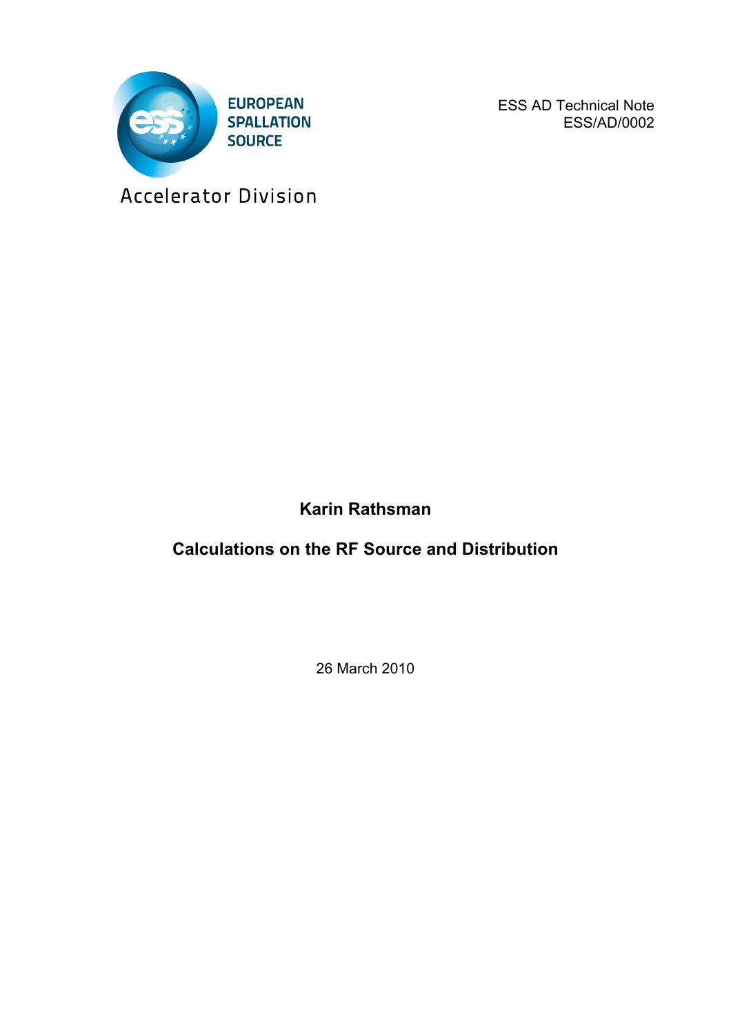EUROPEAN SPALLATION SOURCE

Accelerator Division

ESS AD Technical Note
ESS/AD/0002

**Karin Rathsman**

# Calculations on the RF Source and Distribution

26 March 2010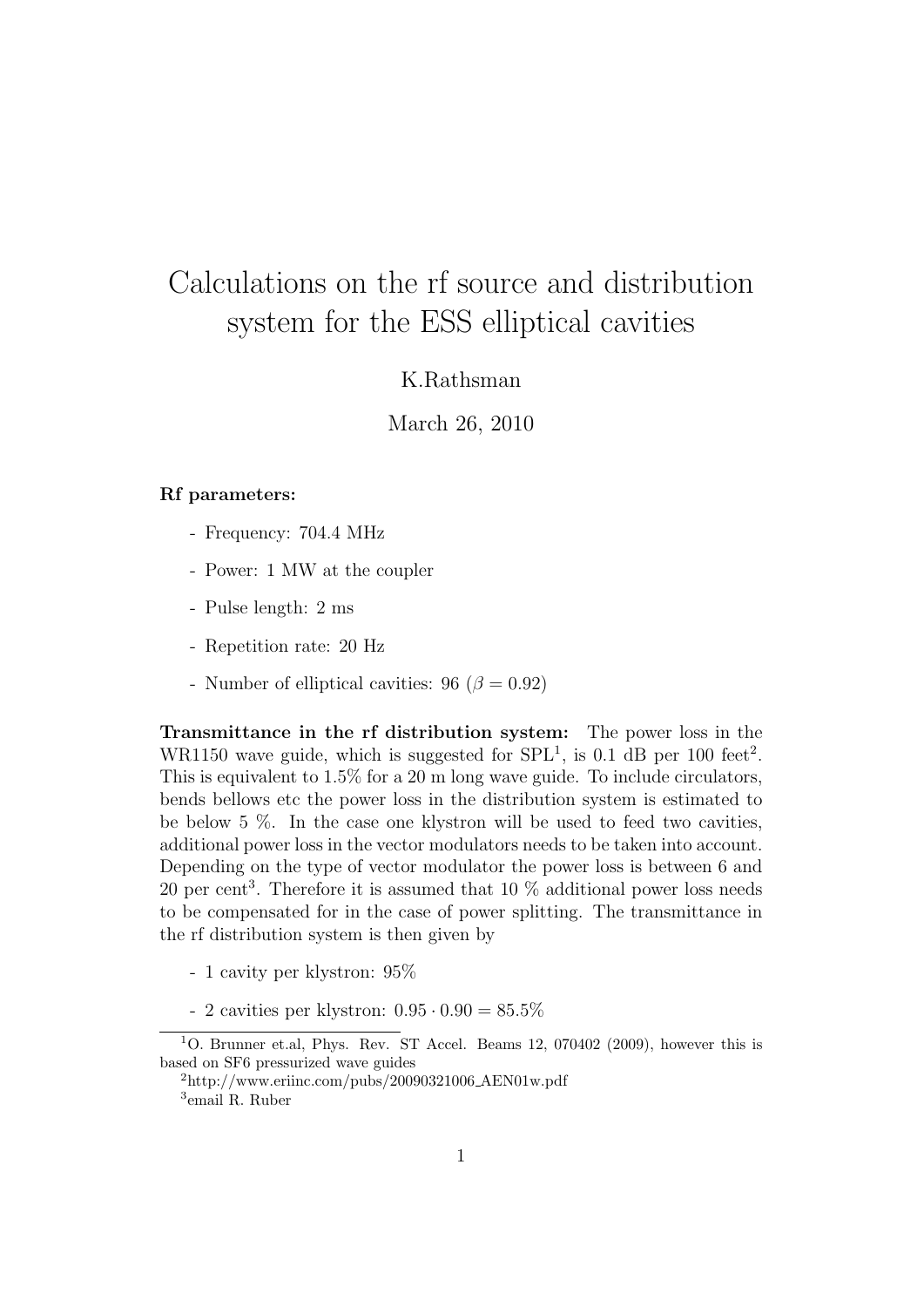# Calculations on the rf source and distribution system for the ESS elliptical cavities

K.Rathsman

March 26, 2010

**Rf parameters:**

- Frequency: 704.4 MHz
- Power: 1 MW at the coupler
- Pulse length: 2 ms
- Repetition rate: 20 Hz
- Number of elliptical cavities: 96 ($\beta = 0.92$)

**Transmittance in the rf distribution system:** The power loss in the WR1150 wave guide, which is suggested for SPL[1], is 0.1 dB per 100 feet[2]. This is equivalent to 1.5% for a 20 m long wave guide. To include circulators, bends bellows etc the power loss in the distribution system is estimated to be below 5 %. In the case one klystron will be used to feed two cavities, additional power loss in the vector modulators needs to be taken into account. Depending on the type of vector modulator the power loss is between 6 and 20 per cent[3]. Therefore it is assumed that 10 % additional power loss needs to be compensated for in the case of power splitting. The transmittance in the rf distribution system is then given by

- 1 cavity per klystron: 95%
- 2 cavities per klystron: $0.95 \cdot 0.90 = 85.5\%$

---

[1] O. Brunner et.al, Phys. Rev. ST Accel. Beams 12, 070402 (2009), however this is based on SF6 pressurized wave guides

[2] http://www.eriinc.com/pubs/20090321006_AEN01w.pdf

[3] email R. Ruber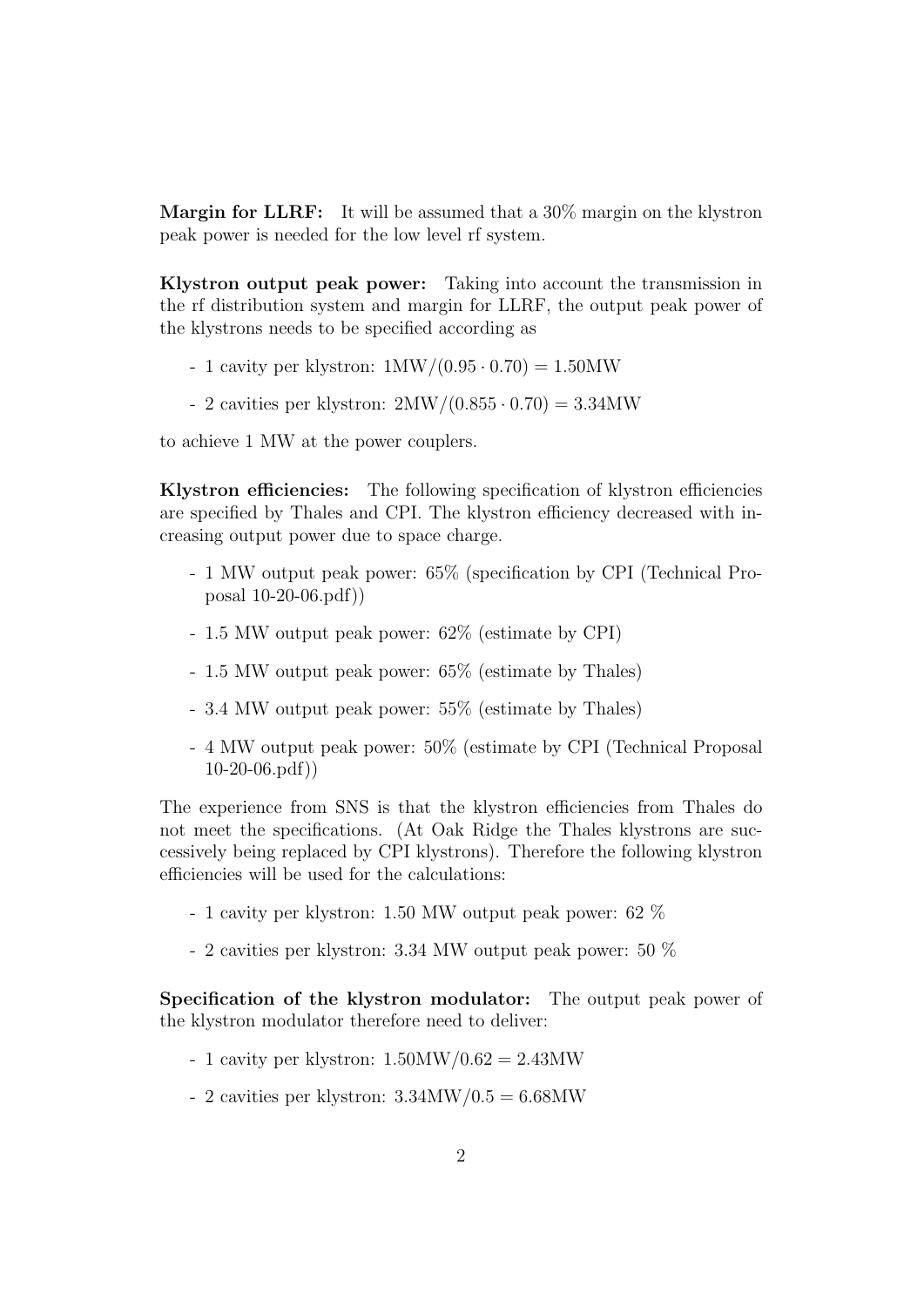**Margin for LLRF:** It will be assumed that a 30% margin on the klystron peak power is needed for the low level rf system.

**Klystron output peak power:** Taking into account the transmission in the rf distribution system and margin for LLRF, the output peak power of the klystrons needs to be specified according as

- 1 cavity per klystron: $1\text{MW}/(0.95 \cdot 0.70) = 1.50\text{MW}$
- 2 cavities per klystron: $2\text{MW}/(0.855 \cdot 0.70) = 3.34\text{MW}$

to achieve 1 MW at the power couplers.

**Klystron efficiencies:** The following specification of klystron efficiencies are specified by Thales and CPI. The klystron efficiency decreased with increasing output power due to space charge.

- 1 MW output peak power: 65% (specification by CPI (Technical Proposal 10-20-06.pdf))
- 1.5 MW output peak power: 62% (estimate by CPI)
- 1.5 MW output peak power: 65% (estimate by Thales)
- 3.4 MW output peak power: 55% (estimate by Thales)
- 4 MW output peak power: 50% (estimate by CPI (Technical Proposal 10-20-06.pdf))

The experience from SNS is that the klystron efficiencies from Thales do not meet the specifications. (At Oak Ridge the Thales klystrons are successively being replaced by CPI klystrons). Therefore the following klystron efficiencies will be used for the calculations:

- 1 cavity per klystron: 1.50 MW output peak power: 62 %
- 2 cavities per klystron: 3.34 MW output peak power: 50 %

**Specification of the klystron modulator:** The output peak power of the klystron modulator therefore need to deliver:

- 1 cavity per klystron: $1.50\text{MW}/0.62 = 2.43\text{MW}$
- 2 cavities per klystron: $3.34\text{MW}/0.5 = 6.68\text{MW}$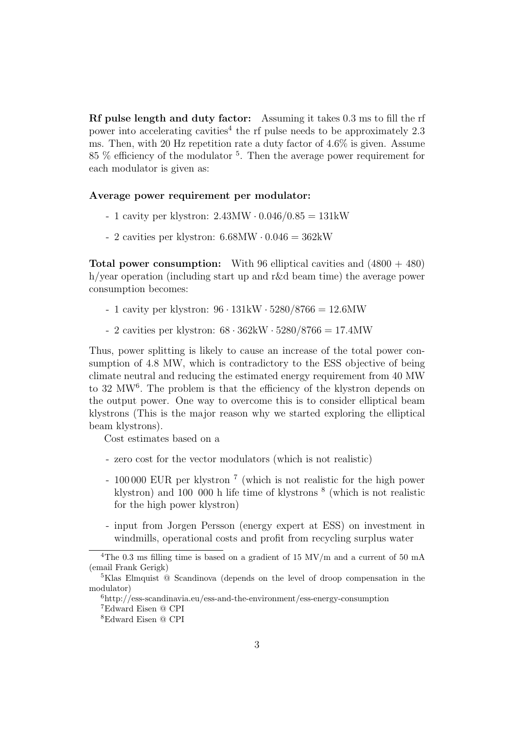**Rf pulse length and duty factor:** Assuming it takes 0.3 ms to fill the rf power into accelerating cavities[4] the rf pulse needs to be approximately 2.3 ms. Then, with 20 Hz repetition rate a duty factor of 4.6% is given. Assume 85 % efficiency of the modulator [5]. Then the average power requirement for each modulator is given as:

**Average power requirement per modulator:**

- 1 cavity per klystron: $2.43\text{MW} \cdot 0.046/0.85 = 131\text{kW}$
- 2 cavities per klystron: $6.68\text{MW} \cdot 0.046 = 362\text{kW}$

**Total power consumption:** With 96 elliptical cavities and (4800 + 480) h/year operation (including start up and r&d beam time) the average power consumption becomes:

- 1 cavity per klystron: $96 \cdot 131\text{kW} \cdot 5280/8766 = 12.6\text{MW}$
- 2 cavities per klystron: $68 \cdot 362\text{kW} \cdot 5280/8766 = 17.4\text{MW}$

Thus, power splitting is likely to cause an increase of the total power consumption of 4.8 MW, which is contradictory to the ESS objective of being climate neutral and reducing the estimated energy requirement from 40 MW to 32 MW[6]. The problem is that the efficiency of the klystron depends on the output power. One way to overcome this is to consider elliptical beam klystrons (This is the major reason why we started exploring the elliptical beam klystrons).

Cost estimates based on a

- zero cost for the vector modulators (which is not realistic)
- 100 000 EUR per klystron [7] (which is not realistic for the high power klystron) and 100 000 h life time of klystrons [8] (which is not realistic for the high power klystron)
- input from Jorgen Persson (energy expert at ESS) on investment in windmills, operational costs and profit from recycling surplus water

---

[4]The 0.3 ms filling time is based on a gradient of 15 MV/m and a current of 50 mA (email Frank Gerigk)

[5]Klas Elmquist @ Scandinova (depends on the level of droop compensation in the modulator)

[6]http://ess-scandinavia.eu/ess-and-the-environment/ess-energy-consumption

[7]Edward Eisen @ CPI

[8]Edward Eisen @ CPI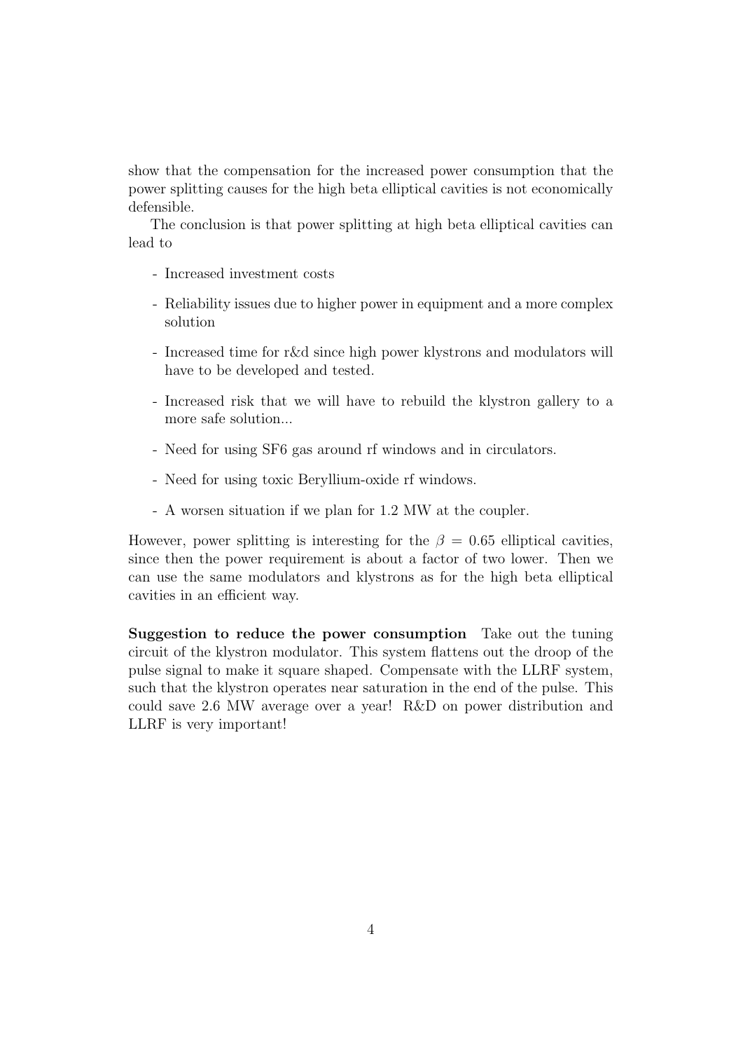show that the compensation for the increased power consumption that the power splitting causes for the high beta elliptical cavities is not economically defensible.

The conclusion is that power splitting at high beta elliptical cavities can lead to

- Increased investment costs
- Reliability issues due to higher power in equipment and a more complex solution
- Increased time for r&d since high power klystrons and modulators will have to be developed and tested.
- Increased risk that we will have to rebuild the klystron gallery to a more safe solution...
- Need for using SF6 gas around rf windows and in circulators.
- Need for using toxic Beryllium-oxide rf windows.
- A worsen situation if we plan for 1.2 MW at the coupler.

However, power splitting is interesting for the $\beta = 0.65$ elliptical cavities, since then the power requirement is about a factor of two lower. Then we can use the same modulators and klystrons as for the high beta elliptical cavities in an efficient way.

**Suggestion to reduce the power consumption** Take out the tuning circuit of the klystron modulator. This system flattens out the droop of the pulse signal to make it square shaped. Compensate with the LLRF system, such that the klystron operates near saturation in the end of the pulse. This could save 2.6 MW average over a year! R&D on power distribution and LLRF is very important!